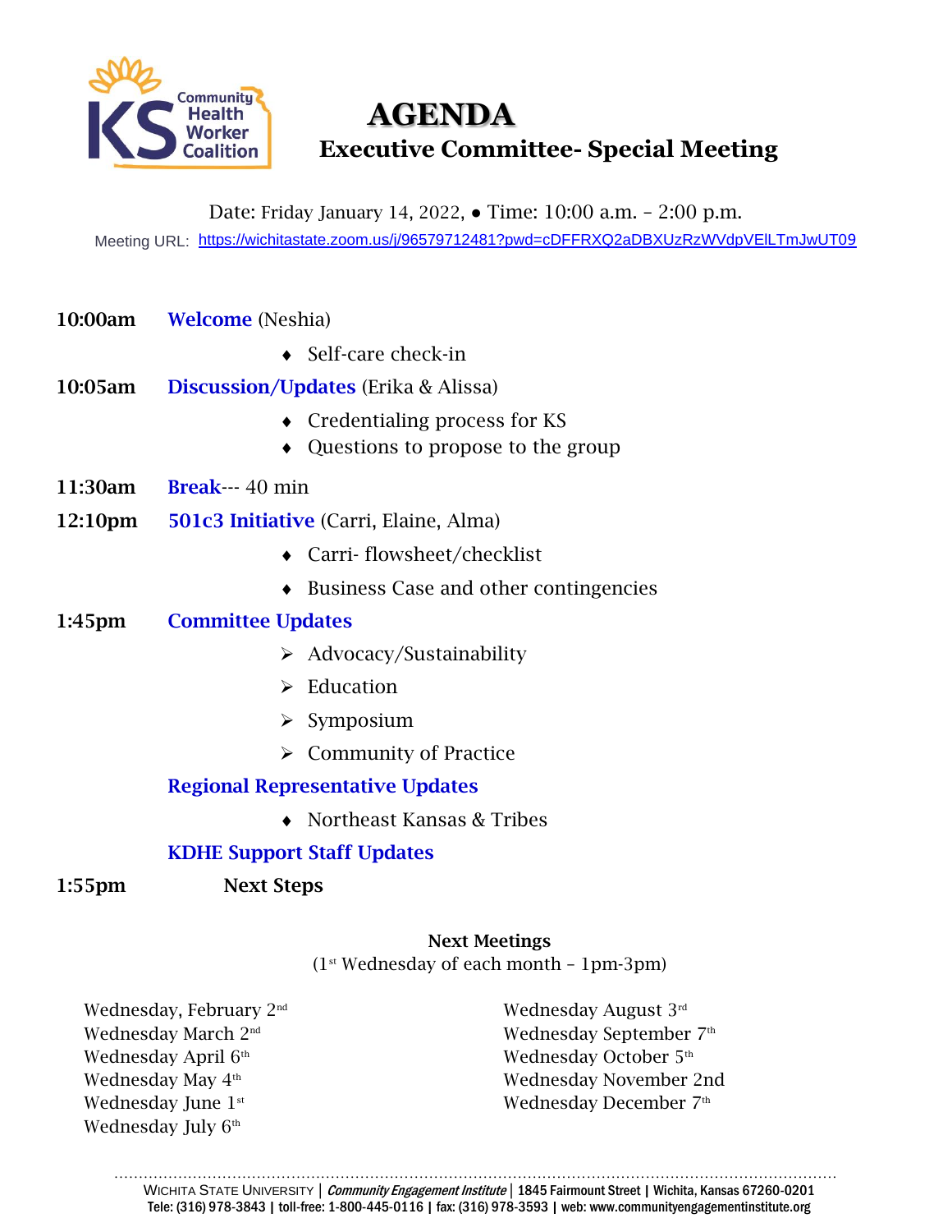# AGENDA

## Executive Committee- Special Meeting

Date: Friday January 14, 2022, ● Time: 10:00 a.m. – 2:00 p.m.

Meeting URL: https://wichitastate.zoom.us/j/96579712481?pwd=cDFFRXQ2aDBXUzRzWVdpVElLTmJwUT09

**10:00am** **Welcome** (Neshia)

- Self-care check-in

**10:05am** **Discussion/Updates** (Erika & Alissa)

- Credentialing process for KS
- Questions to propose to the group

**11:30am** **Break**--- 40 min

**12:10pm** **501c3 Initiative** (Carri, Elaine, Alma)

- Carri- flowsheet/checklist
- Business Case and other contingencies

**1:45pm** **Committee Updates**

- Advocacy/Sustainability
- Education
- Symposium
- Community of Practice

**Regional Representative Updates**

- Northeast Kansas & Tribes

**KDHE Support Staff Updates**

**1:55pm** **Next Steps**

**Next Meetings**

(1st Wednesday of each month – 1pm-3pm)

Wednesday, February 2nd
Wednesday March 2nd
Wednesday April 6th
Wednesday May 4th
Wednesday June 1st
Wednesday July 6th
Wednesday August 3rd
Wednesday September 7th
Wednesday October 5th
Wednesday November 2nd
Wednesday December 7th

WICHITA STATE UNIVERSITY | *Community Engagement Institute* | 1845 Fairmount Street | Wichita, Kansas 67260-0201
Tele: (316) 978-3843 | toll-free: 1-800-445-0116 | fax: (316) 978-3593 | web: www.communityengagementinstitute.org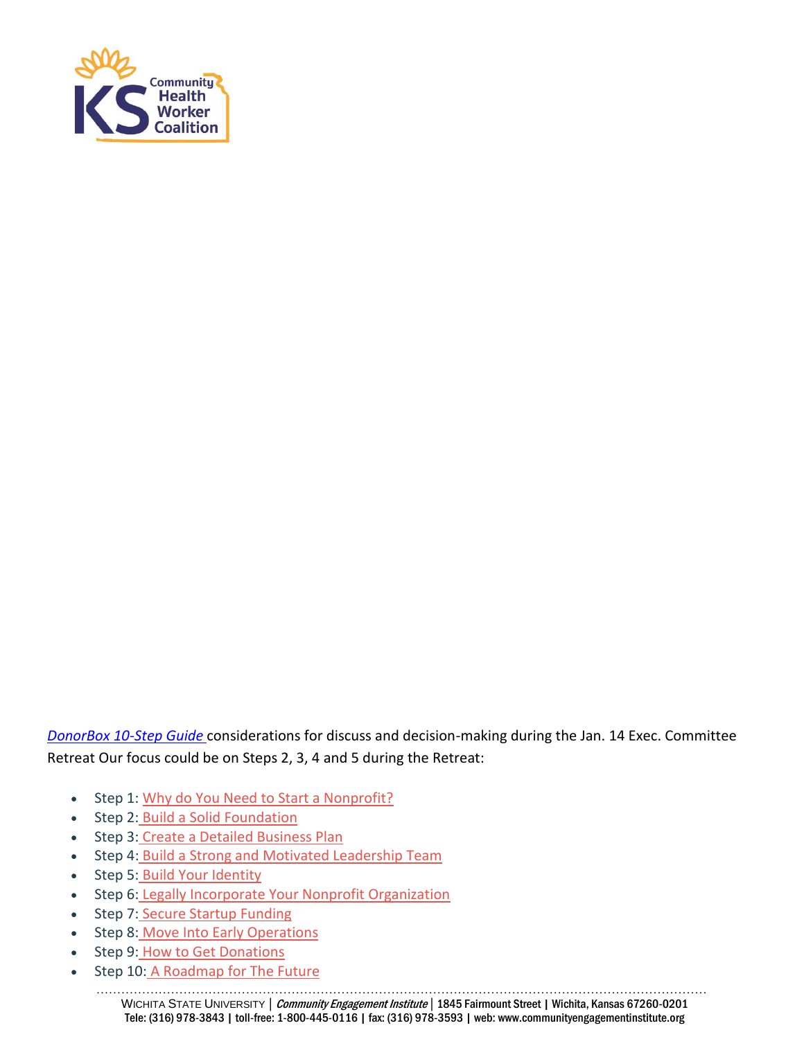*DonorBox 10-Step Guide* considerations for discuss and decision-making during the Jan. 14 Exec. Committee Retreat Our focus could be on Steps 2, 3, 4 and 5 during the Retreat:

- Step 1: Why do You Need to Start a Nonprofit?
- Step 2: Build a Solid Foundation
- Step 3: Create a Detailed Business Plan
- Step 4: Build a Strong and Motivated Leadership Team
- Step 5: Build Your Identity
- Step 6: Legally Incorporate Your Nonprofit Organization
- Step 7: Secure Startup Funding
- Step 8: Move Into Early Operations
- Step 9: How to Get Donations
- Step 10: A Roadmap for The Future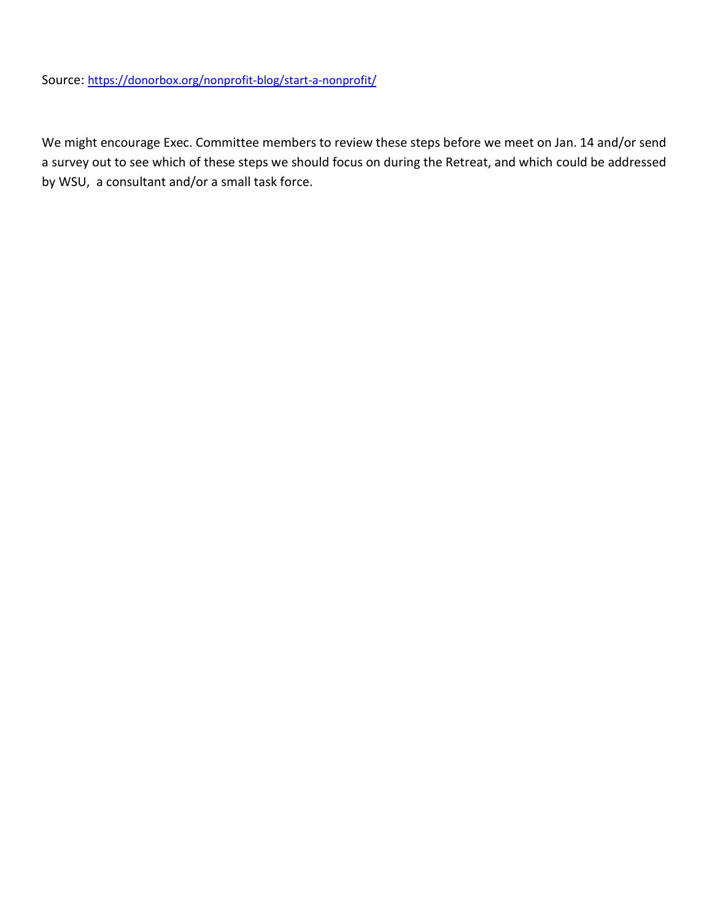Source: [https://donorbox.org/nonprofit-blog/start-a-nonprofit/](https://donorbox.org/nonprofit-blog/start-a-nonprofit/)

We might encourage Exec. Committee members to review these steps before we meet on Jan. 14 and/or send a survey out to see which of these steps we should focus on during the Retreat, and which could be addressed by WSU, a consultant and/or a small task force.